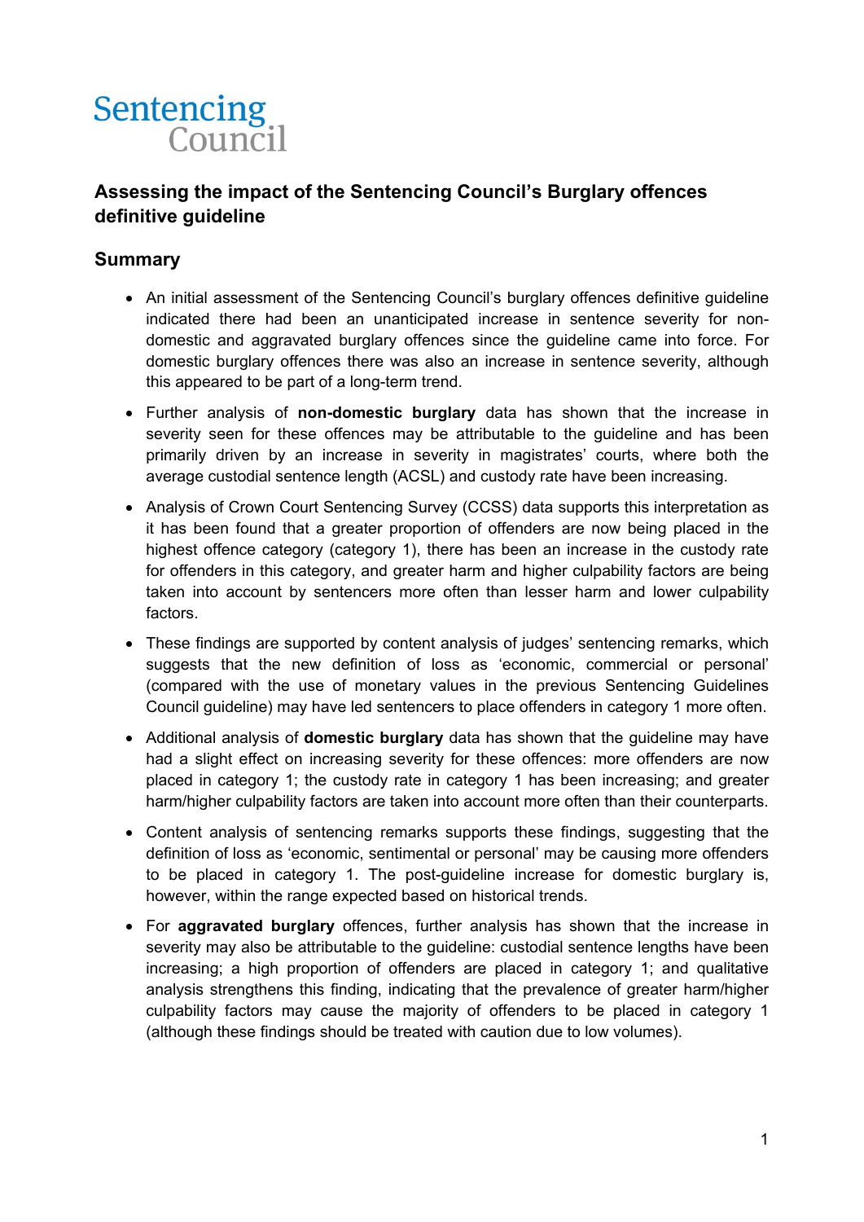Sentencing Council

# Assessing the impact of the Sentencing Council's Burglary offences definitive guideline

## Summary

- An initial assessment of the Sentencing Council's burglary offences definitive guideline indicated there had been an unanticipated increase in sentence severity for non-domestic and aggravated burglary offences since the guideline came into force. For domestic burglary offences there was also an increase in sentence severity, although this appeared to be part of a long-term trend.
- Further analysis of **non-domestic burglary** data has shown that the increase in severity seen for these offences may be attributable to the guideline and has been primarily driven by an increase in severity in magistrates' courts, where both the average custodial sentence length (ACSL) and custody rate have been increasing.
- Analysis of Crown Court Sentencing Survey (CCSS) data supports this interpretation as it has been found that a greater proportion of offenders are now being placed in the highest offence category (category 1), there has been an increase in the custody rate for offenders in this category, and greater harm and higher culpability factors are being taken into account by sentencers more often than lesser harm and lower culpability factors.
- These findings are supported by content analysis of judges' sentencing remarks, which suggests that the new definition of loss as 'economic, commercial or personal' (compared with the use of monetary values in the previous Sentencing Guidelines Council guideline) may have led sentencers to place offenders in category 1 more often.
- Additional analysis of **domestic burglary** data has shown that the guideline may have had a slight effect on increasing severity for these offences: more offenders are now placed in category 1; the custody rate in category 1 has been increasing; and greater harm/higher culpability factors are taken into account more often than their counterparts.
- Content analysis of sentencing remarks supports these findings, suggesting that the definition of loss as 'economic, sentimental or personal' may be causing more offenders to be placed in category 1. The post-guideline increase for domestic burglary is, however, within the range expected based on historical trends.
- For **aggravated burglary** offences, further analysis has shown that the increase in severity may also be attributable to the guideline: custodial sentence lengths have been increasing; a high proportion of offenders are placed in category 1; and qualitative analysis strengthens this finding, indicating that the prevalence of greater harm/higher culpability factors may cause the majority of offenders to be placed in category 1 (although these findings should be treated with caution due to low volumes).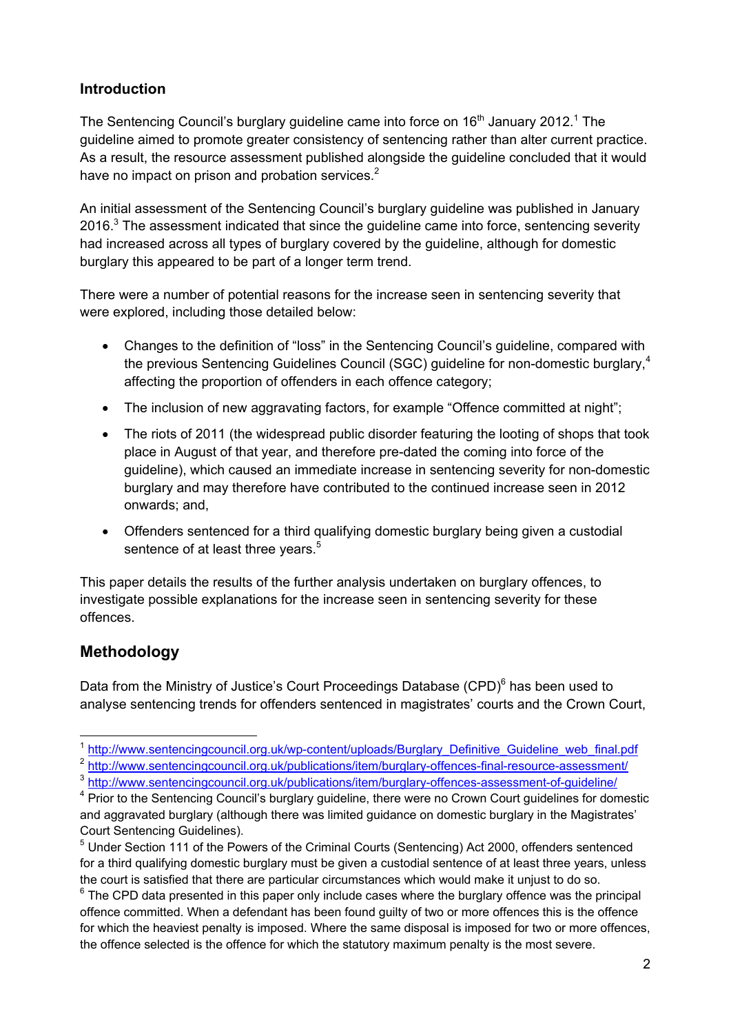## Introduction

The Sentencing Council's burglary guideline came into force on 16th January 2012.[1] The guideline aimed to promote greater consistency of sentencing rather than alter current practice. As a result, the resource assessment published alongside the guideline concluded that it would have no impact on prison and probation services.[2]

An initial assessment of the Sentencing Council's burglary guideline was published in January 2016.[3] The assessment indicated that since the guideline came into force, sentencing severity had increased across all types of burglary covered by the guideline, although for domestic burglary this appeared to be part of a longer term trend.

There were a number of potential reasons for the increase seen in sentencing severity that were explored, including those detailed below:

- Changes to the definition of "loss" in the Sentencing Council's guideline, compared with the previous Sentencing Guidelines Council (SGC) guideline for non-domestic burglary,[4] affecting the proportion of offenders in each offence category;
- The inclusion of new aggravating factors, for example "Offence committed at night";
- The riots of 2011 (the widespread public disorder featuring the looting of shops that took place in August of that year, and therefore pre-dated the coming into force of the guideline), which caused an immediate increase in sentencing severity for non-domestic burglary and may therefore have contributed to the continued increase seen in 2012 onwards; and,
- Offenders sentenced for a third qualifying domestic burglary being given a custodial sentence of at least three years.[5]

This paper details the results of the further analysis undertaken on burglary offences, to investigate possible explanations for the increase seen in sentencing severity for these offences.

## Methodology

Data from the Ministry of Justice's Court Proceedings Database (CPD)[6] has been used to analyse sentencing trends for offenders sentenced in magistrates' courts and the Crown Court,

---

[1] http://www.sentencingcouncil.org.uk/wp-content/uploads/Burglary_Definitive_Guideline_web_final.pdf

[2] http://www.sentencingcouncil.org.uk/publications/item/burglary-offences-final-resource-assessment/

[3] http://www.sentencingcouncil.org.uk/publications/item/burglary-offences-assessment-of-guideline/

[4] Prior to the Sentencing Council's burglary guideline, there were no Crown Court guidelines for domestic and aggravated burglary (although there was limited guidance on domestic burglary in the Magistrates' Court Sentencing Guidelines).

[5] Under Section 111 of the Powers of the Criminal Courts (Sentencing) Act 2000, offenders sentenced for a third qualifying domestic burglary must be given a custodial sentence of at least three years, unless the court is satisfied that there are particular circumstances which would make it unjust to do so.

[6] The CPD data presented in this paper only include cases where the burglary offence was the principal offence committed. When a defendant has been found guilty of two or more offences this is the offence for which the heaviest penalty is imposed. Where the same disposal is imposed for two or more offences, the offence selected is the offence for which the statutory maximum penalty is the most severe.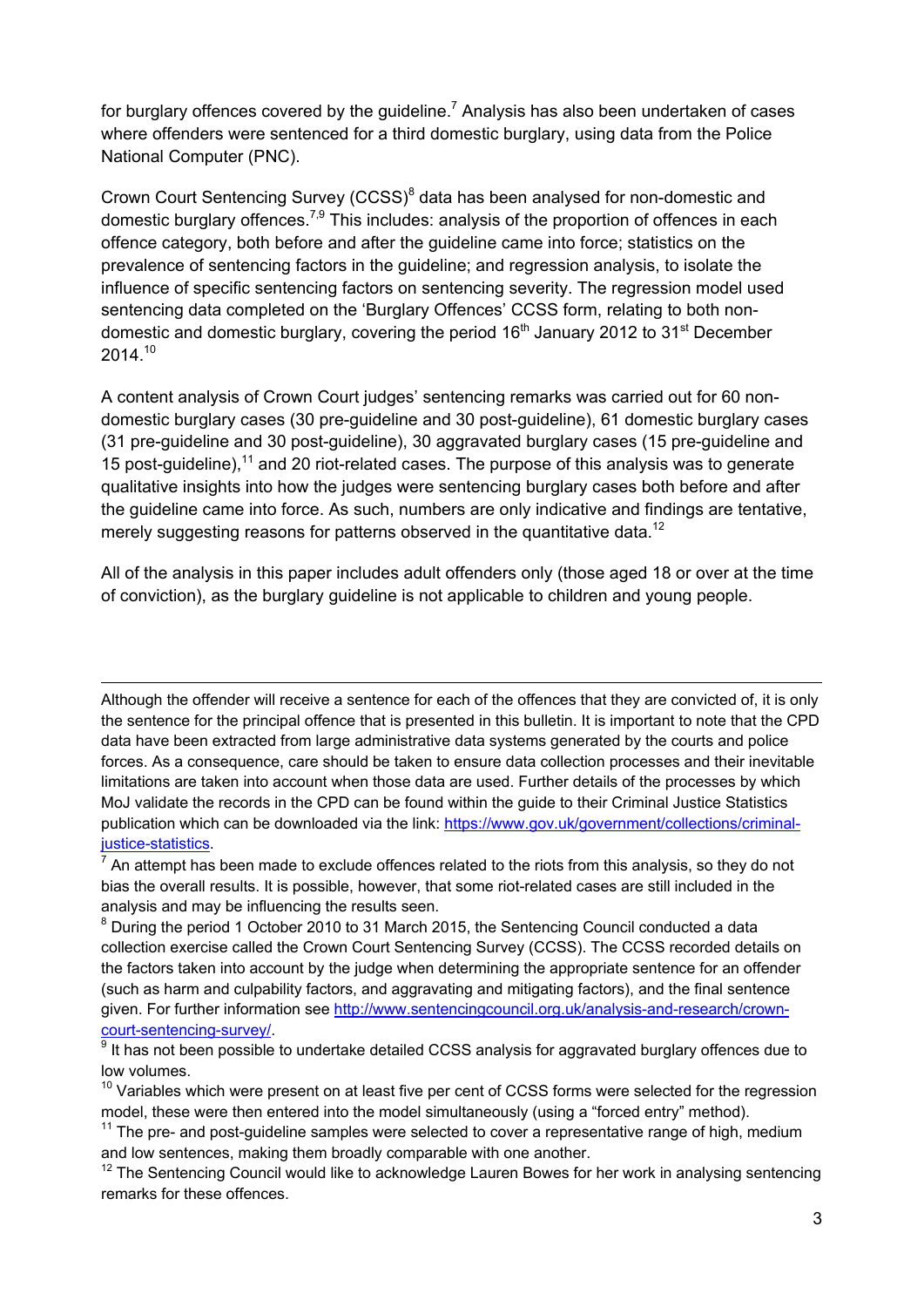for burglary offences covered by the guideline.[7] Analysis has also been undertaken of cases where offenders were sentenced for a third domestic burglary, using data from the Police National Computer (PNC).

Crown Court Sentencing Survey (CCSS)[8] data has been analysed for non-domestic and domestic burglary offences.[7,9] This includes: analysis of the proportion of offences in each offence category, both before and after the guideline came into force; statistics on the prevalence of sentencing factors in the guideline; and regression analysis, to isolate the influence of specific sentencing factors on sentencing severity. The regression model used sentencing data completed on the 'Burglary Offences' CCSS form, relating to both non-domestic and domestic burglary, covering the period 16th January 2012 to 31st December 2014.[10]

A content analysis of Crown Court judges' sentencing remarks was carried out for 60 non-domestic burglary cases (30 pre-guideline and 30 post-guideline), 61 domestic burglary cases (31 pre-guideline and 30 post-guideline), 30 aggravated burglary cases (15 pre-guideline and 15 post-guideline),[11] and 20 riot-related cases. The purpose of this analysis was to generate qualitative insights into how the judges were sentencing burglary cases both before and after the guideline came into force. As such, numbers are only indicative and findings are tentative, merely suggesting reasons for patterns observed in the quantitative data.[12]

All of the analysis in this paper includes adult offenders only (those aged 18 or over at the time of conviction), as the burglary guideline is not applicable to children and young people.

---

Although the offender will receive a sentence for each of the offences that they are convicted of, it is only the sentence for the principal offence that is presented in this bulletin. It is important to note that the CPD data have been extracted from large administrative data systems generated by the courts and police forces. As a consequence, care should be taken to ensure data collection processes and their inevitable limitations are taken into account when those data are used. Further details of the processes by which MoJ validate the records in the CPD can be found within the guide to their Criminal Justice Statistics publication which can be downloaded via the link: https://www.gov.uk/government/collections/criminal-justice-statistics.

[7] An attempt has been made to exclude offences related to the riots from this analysis, so they do not bias the overall results. It is possible, however, that some riot-related cases are still included in the analysis and may be influencing the results seen.

[8] During the period 1 October 2010 to 31 March 2015, the Sentencing Council conducted a data collection exercise called the Crown Court Sentencing Survey (CCSS). The CCSS recorded details on the factors taken into account by the judge when determining the appropriate sentence for an offender (such as harm and culpability factors, and aggravating and mitigating factors), and the final sentence given. For further information see http://www.sentencingcouncil.org.uk/analysis-and-research/crown-court-sentencing-survey/.

[9] It has not been possible to undertake detailed CCSS analysis for aggravated burglary offences due to low volumes.

[10] Variables which were present on at least five per cent of CCSS forms were selected for the regression model, these were then entered into the model simultaneously (using a "forced entry" method).

[11] The pre- and post-guideline samples were selected to cover a representative range of high, medium and low sentences, making them broadly comparable with one another.

[12] The Sentencing Council would like to acknowledge Lauren Bowes for her work in analysing sentencing remarks for these offences.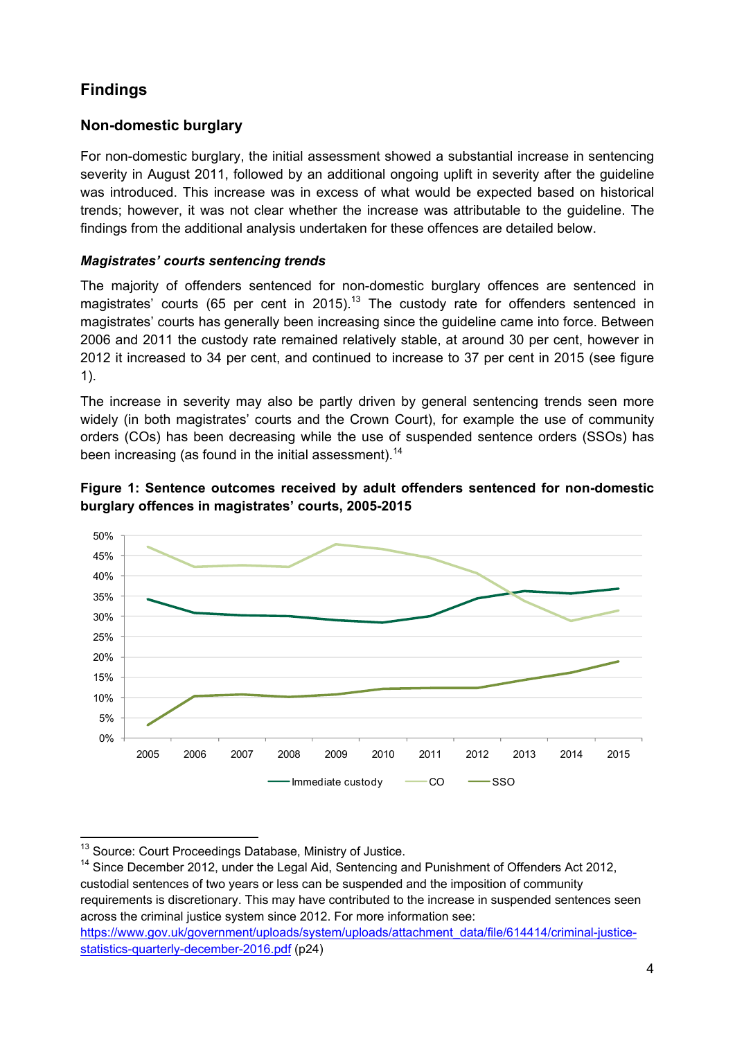## Findings

### Non-domestic burglary

For non-domestic burglary, the initial assessment showed a substantial increase in sentencing severity in August 2011, followed by an additional ongoing uplift in severity after the guideline was introduced. This increase was in excess of what would be expected based on historical trends; however, it was not clear whether the increase was attributable to the guideline. The findings from the additional analysis undertaken for these offences are detailed below.

#### *Magistrates' courts sentencing trends*

The majority of offenders sentenced for non-domestic burglary offences are sentenced in magistrates' courts (65 per cent in 2015).[13] The custody rate for offenders sentenced in magistrates' courts has generally been increasing since the guideline came into force. Between 2006 and 2011 the custody rate remained relatively stable, at around 30 per cent, however in 2012 it increased to 34 per cent, and continued to increase to 37 per cent in 2015 (see figure 1).

The increase in severity may also be partly driven by general sentencing trends seen more widely (in both magistrates' courts and the Crown Court), for example the use of community orders (COs) has been decreasing while the use of suspended sentence orders (SSOs) has been increasing (as found in the initial assessment).[14]

**Figure 1: Sentence outcomes received by adult offenders sentenced for non-domestic burglary offences in magistrates' courts, 2005-2015**

---

[13] Source: Court Proceedings Database, Ministry of Justice.

[14] Since December 2012, under the Legal Aid, Sentencing and Punishment of Offenders Act 2012, custodial sentences of two years or less can be suspended and the imposition of community requirements is discretionary. This may have contributed to the increase in suspended sentences seen across the criminal justice system since 2012. For more information see: https://www.gov.uk/government/uploads/system/uploads/attachment_data/file/614414/criminal-justice-statistics-quarterly-december-2016.pdf (p24)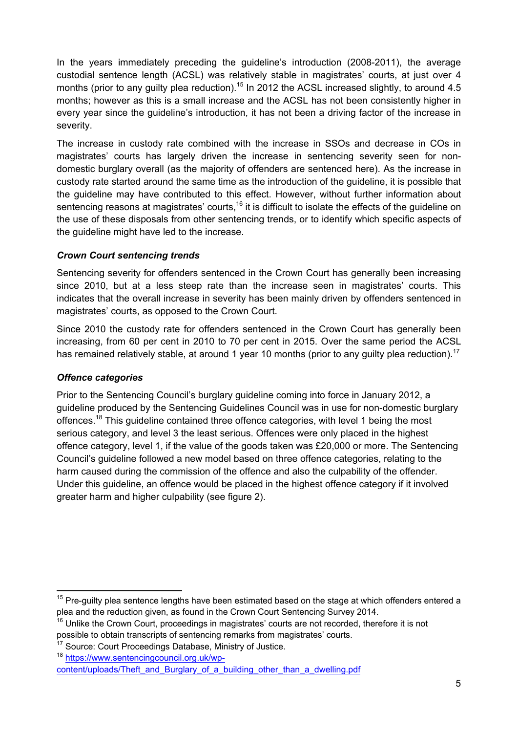In the years immediately preceding the guideline's introduction (2008-2011), the average custodial sentence length (ACSL) was relatively stable in magistrates' courts, at just over 4 months (prior to any guilty plea reduction).[15] In 2012 the ACSL increased slightly, to around 4.5 months; however as this is a small increase and the ACSL has not been consistently higher in every year since the guideline's introduction, it has not been a driving factor of the increase in severity.

The increase in custody rate combined with the increase in SSOs and decrease in COs in magistrates' courts has largely driven the increase in sentencing severity seen for non-domestic burglary overall (as the majority of offenders are sentenced here). As the increase in custody rate started around the same time as the introduction of the guideline, it is possible that the guideline may have contributed to this effect. However, without further information about sentencing reasons at magistrates' courts,[16] it is difficult to isolate the effects of the guideline on the use of these disposals from other sentencing trends, or to identify which specific aspects of the guideline might have led to the increase.

### *Crown Court sentencing trends*

Sentencing severity for offenders sentenced in the Crown Court has generally been increasing since 2010, but at a less steep rate than the increase seen in magistrates' courts. This indicates that the overall increase in severity has been mainly driven by offenders sentenced in magistrates' courts, as opposed to the Crown Court.

Since 2010 the custody rate for offenders sentenced in the Crown Court has generally been increasing, from 60 per cent in 2010 to 70 per cent in 2015. Over the same period the ACSL has remained relatively stable, at around 1 year 10 months (prior to any guilty plea reduction).[17]

### *Offence categories*

Prior to the Sentencing Council's burglary guideline coming into force in January 2012, a guideline produced by the Sentencing Guidelines Council was in use for non-domestic burglary offences.[18] This guideline contained three offence categories, with level 1 being the most serious category, and level 3 the least serious. Offences were only placed in the highest offence category, level 1, if the value of the goods taken was £20,000 or more. The Sentencing Council's guideline followed a new model based on three offence categories, relating to the harm caused during the commission of the offence and also the culpability of the offender. Under this guideline, an offence would be placed in the highest offence category if it involved greater harm and higher culpability (see figure 2).

---

[15] Pre-guilty plea sentence lengths have been estimated based on the stage at which offenders entered a plea and the reduction given, as found in the Crown Court Sentencing Survey 2014.

[16] Unlike the Crown Court, proceedings in magistrates' courts are not recorded, therefore it is not possible to obtain transcripts of sentencing remarks from magistrates' courts.

[17] Source: Court Proceedings Database, Ministry of Justice.

[18] https://www.sentencingcouncil.org.uk/wp-content/uploads/Theft_and_Burglary_of_a_building_other_than_a_dwelling.pdf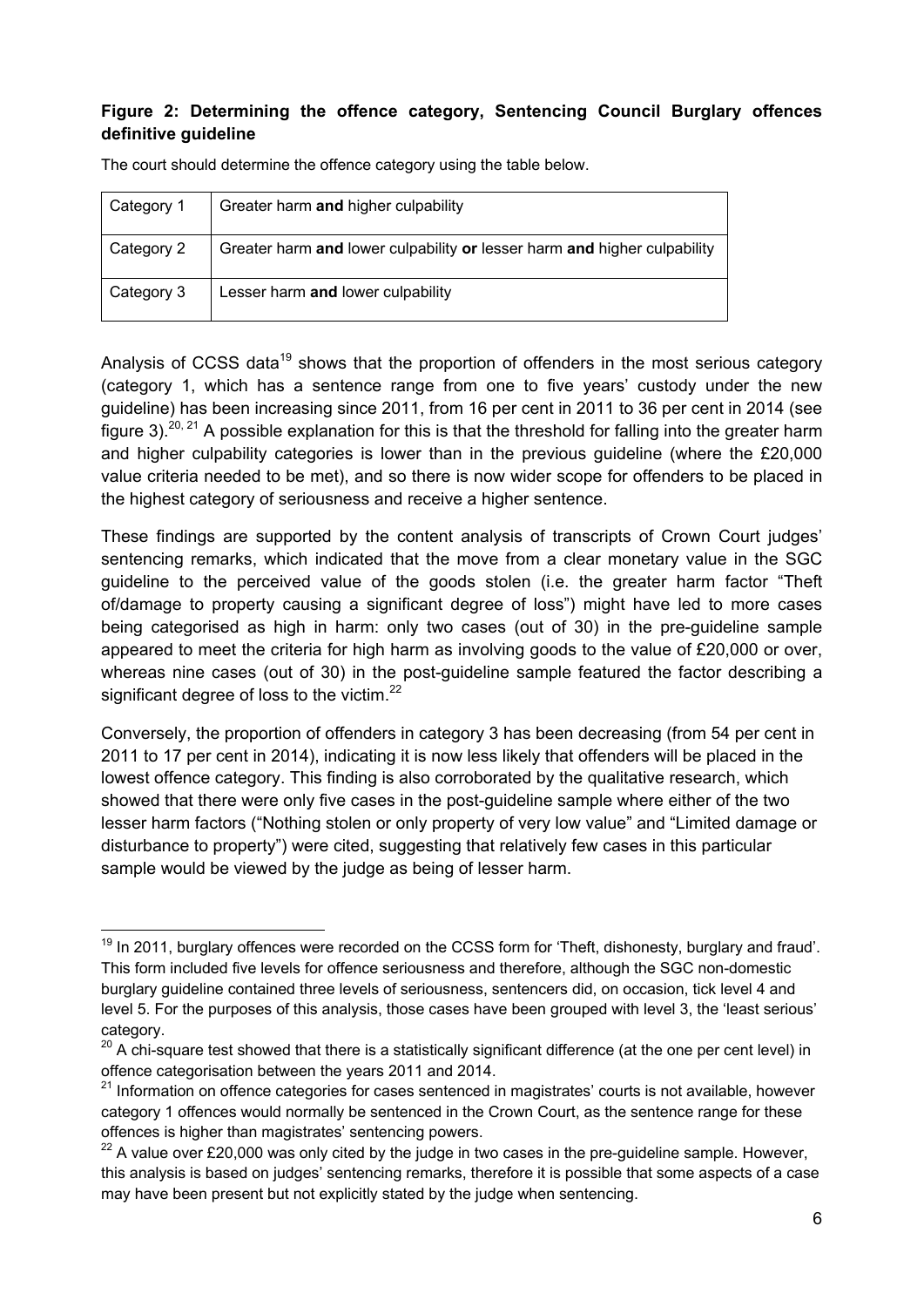**Figure 2: Determining the offence category, Sentencing Council Burglary offences definitive guideline**

The court should determine the offence category using the table below.

| | |
|---|---|
| Category 1 | Greater harm **and** higher culpability |
| Category 2 | Greater harm **and** lower culpability **or** lesser harm **and** higher culpability |
| Category 3 | Lesser harm **and** lower culpability |

Analysis of CCSS data[19] shows that the proportion of offenders in the most serious category (category 1, which has a sentence range from one to five years' custody under the new guideline) has been increasing since 2011, from 16 per cent in 2011 to 36 per cent in 2014 (see figure 3).[20, 21] A possible explanation for this is that the threshold for falling into the greater harm and higher culpability categories is lower than in the previous guideline (where the £20,000 value criteria needed to be met), and so there is now wider scope for offenders to be placed in the highest category of seriousness and receive a higher sentence.

These findings are supported by the content analysis of transcripts of Crown Court judges' sentencing remarks, which indicated that the move from a clear monetary value in the SGC guideline to the perceived value of the goods stolen (i.e. the greater harm factor "Theft of/damage to property causing a significant degree of loss") might have led to more cases being categorised as high in harm: only two cases (out of 30) in the pre-guideline sample appeared to meet the criteria for high harm as involving goods to the value of £20,000 or over, whereas nine cases (out of 30) in the post-guideline sample featured the factor describing a significant degree of loss to the victim.[22]

Conversely, the proportion of offenders in category 3 has been decreasing (from 54 per cent in 2011 to 17 per cent in 2014), indicating it is now less likely that offenders will be placed in the lowest offence category. This finding is also corroborated by the qualitative research, which showed that there were only five cases in the post-guideline sample where either of the two lesser harm factors ("Nothing stolen or only property of very low value" and "Limited damage or disturbance to property") were cited, suggesting that relatively few cases in this particular sample would be viewed by the judge as being of lesser harm.

---

[19] In 2011, burglary offences were recorded on the CCSS form for 'Theft, dishonesty, burglary and fraud'. This form included five levels for offence seriousness and therefore, although the SGC non-domestic burglary guideline contained three levels of seriousness, sentencers did, on occasion, tick level 4 and level 5. For the purposes of this analysis, those cases have been grouped with level 3, the 'least serious' category.

[20] A chi-square test showed that there is a statistically significant difference (at the one per cent level) in offence categorisation between the years 2011 and 2014.

[21] Information on offence categories for cases sentenced in magistrates' courts is not available, however category 1 offences would normally be sentenced in the Crown Court, as the sentence range for these offences is higher than magistrates' sentencing powers.

[22] A value over £20,000 was only cited by the judge in two cases in the pre-guideline sample. However, this analysis is based on judges' sentencing remarks, therefore it is possible that some aspects of a case may have been present but not explicitly stated by the judge when sentencing.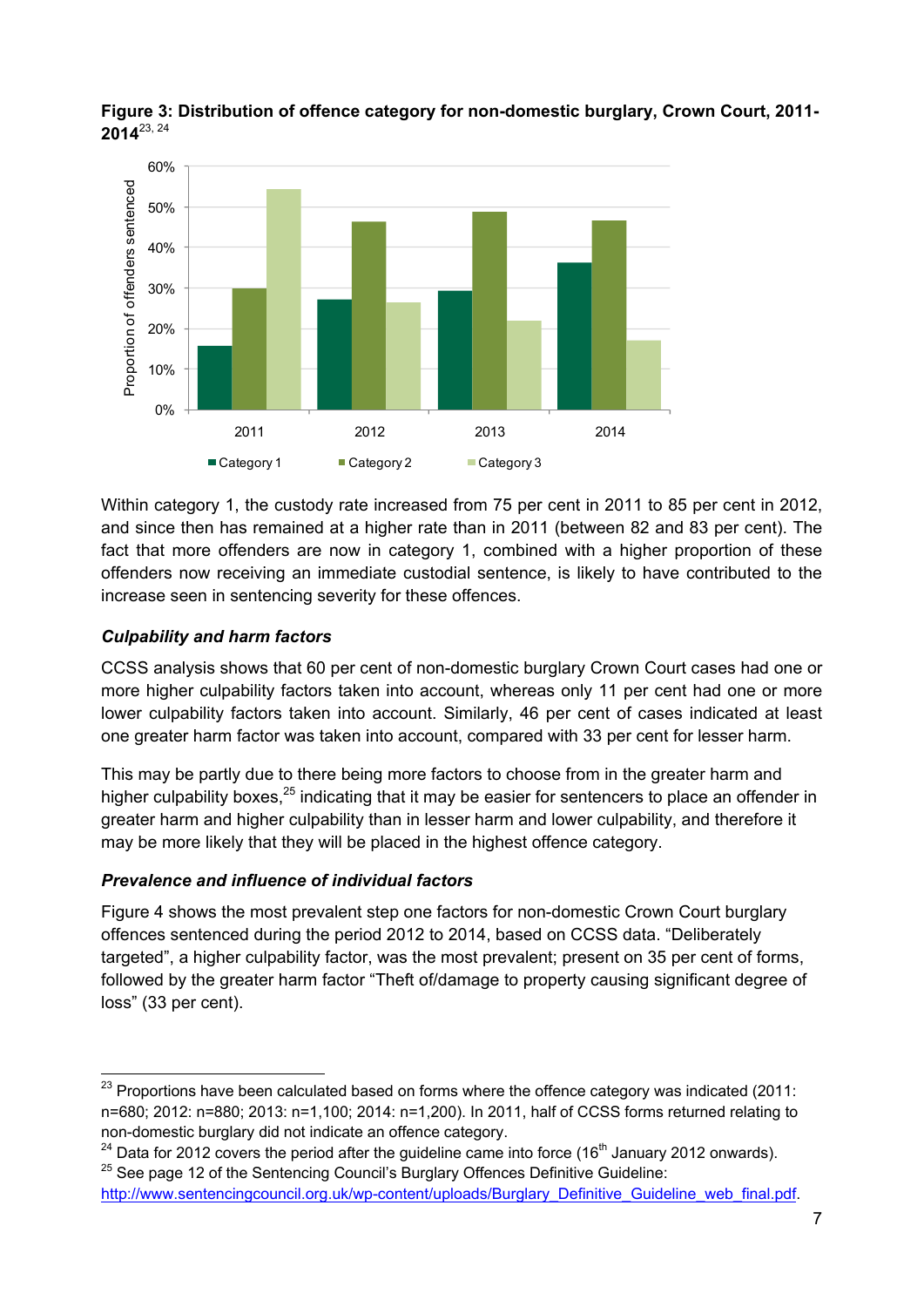**Figure 3: Distribution of offence category for non-domestic burglary, Crown Court, 2011-2014**[23, 24]

Within category 1, the custody rate increased from 75 per cent in 2011 to 85 per cent in 2012, and since then has remained at a higher rate than in 2011 (between 82 and 83 per cent). The fact that more offenders are now in category 1, combined with a higher proportion of these offenders now receiving an immediate custodial sentence, is likely to have contributed to the increase seen in sentencing severity for these offences.

### *Culpability and harm factors*

CCSS analysis shows that 60 per cent of non-domestic burglary Crown Court cases had one or more higher culpability factors taken into account, whereas only 11 per cent had one or more lower culpability factors taken into account. Similarly, 46 per cent of cases indicated at least one greater harm factor was taken into account, compared with 33 per cent for lesser harm.

This may be partly due to there being more factors to choose from in the greater harm and higher culpability boxes,[25] indicating that it may be easier for sentencers to place an offender in greater harm and higher culpability than in lesser harm and lower culpability, and therefore it may be more likely that they will be placed in the highest offence category.

### *Prevalence and influence of individual factors*

Figure 4 shows the most prevalent step one factors for non-domestic Crown Court burglary offences sentenced during the period 2012 to 2014, based on CCSS data. "Deliberately targeted", a higher culpability factor, was the most prevalent; present on 35 per cent of forms, followed by the greater harm factor "Theft of/damage to property causing significant degree of loss" (33 per cent).

---

[23] Proportions have been calculated based on forms where the offence category was indicated (2011: n=680; 2012: n=880; 2013: n=1,100; 2014: n=1,200). In 2011, half of CCSS forms returned relating to non-domestic burglary did not indicate an offence category.

[24] Data for 2012 covers the period after the guideline came into force (16th January 2012 onwards).

[25] See page 12 of the Sentencing Council's Burglary Offences Definitive Guideline: http://www.sentencingcouncil.org.uk/wp-content/uploads/Burglary_Definitive_Guideline_web_final.pdf.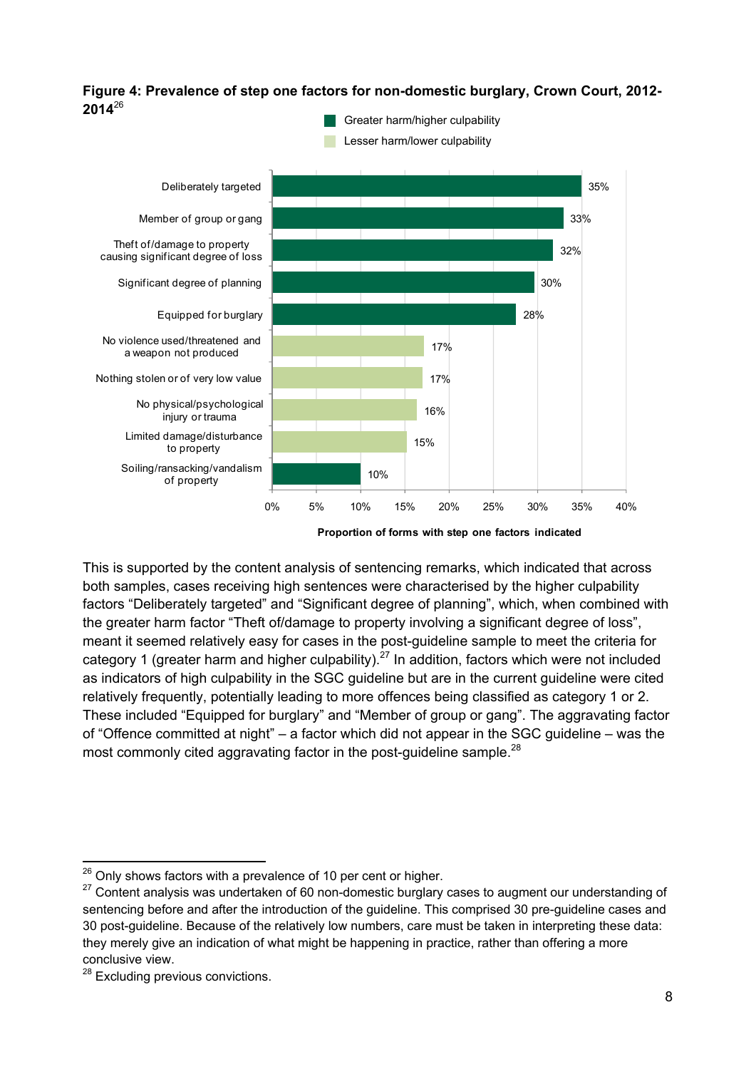**Figure 4: Prevalence of step one factors for non-domestic burglary, Crown Court, 2012-2014**[26]

| Factor | Type | Proportion of forms with step one factors indicated |
|---|---|---|
| Deliberately targeted | Greater harm/higher culpability | 35% |
| Member of group or gang | Greater harm/higher culpability | 33% |
| Theft of/damage to property causing significant degree of loss | Greater harm/higher culpability | 32% |
| Significant degree of planning | Greater harm/higher culpability | 30% |
| Equipped for burglary | Greater harm/higher culpability | 28% |
| No violence used/threatened and a weapon not produced | Lesser harm/lower culpability | 17% |
| Nothing stolen or of very low value | Lesser harm/lower culpability | 17% |
| No physical/psychological injury or trauma | Lesser harm/lower culpability | 16% |
| Limited damage/disturbance to property | Lesser harm/lower culpability | 15% |
| Soiling/ransacking/vandalism of property | Greater harm/higher culpability | 10% |

This is supported by the content analysis of sentencing remarks, which indicated that across both samples, cases receiving high sentences were characterised by the higher culpability factors "Deliberately targeted" and "Significant degree of planning", which, when combined with the greater harm factor "Theft of/damage to property involving a significant degree of loss", meant it seemed relatively easy for cases in the post-guideline sample to meet the criteria for category 1 (greater harm and higher culpability).[27] In addition, factors which were not included as indicators of high culpability in the SGC guideline but are in the current guideline were cited relatively frequently, potentially leading to more offences being classified as category 1 or 2. These included "Equipped for burglary" and "Member of group or gang". The aggravating factor of "Offence committed at night" – a factor which did not appear in the SGC guideline – was the most commonly cited aggravating factor in the post-guideline sample.[28]

---

[26] Only shows factors with a prevalence of 10 per cent or higher.

[27] Content analysis was undertaken of 60 non-domestic burglary cases to augment our understanding of sentencing before and after the introduction of the guideline. This comprised 30 pre-guideline cases and 30 post-guideline. Because of the relatively low numbers, care must be taken in interpreting these data: they merely give an indication of what might be happening in practice, rather than offering a more conclusive view.

[28] Excluding previous convictions.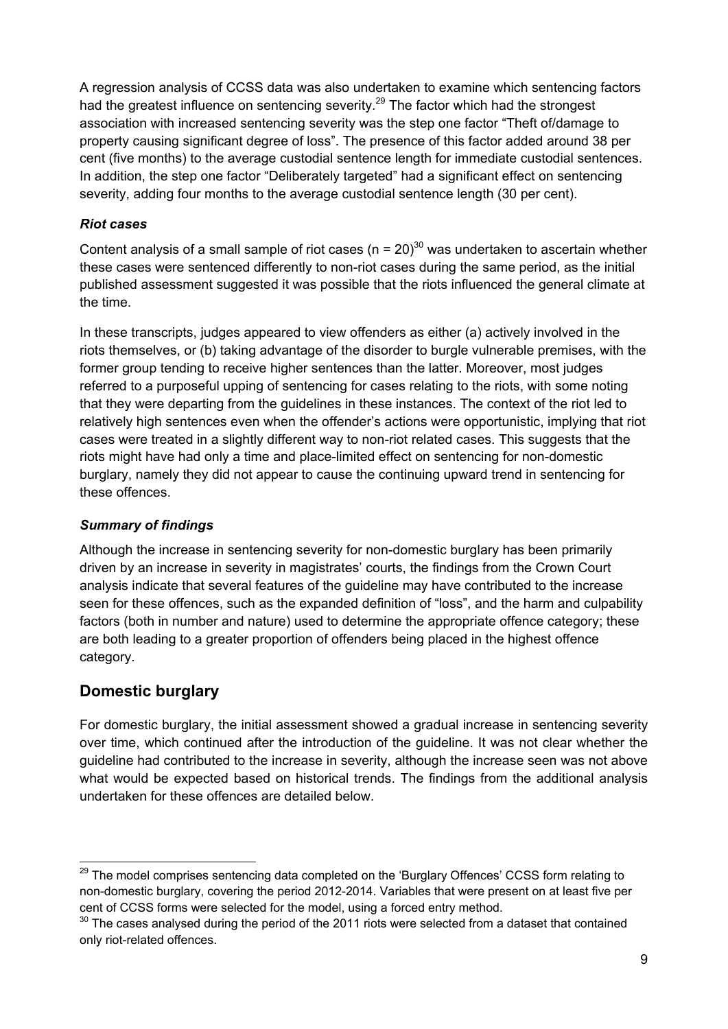A regression analysis of CCSS data was also undertaken to examine which sentencing factors had the greatest influence on sentencing severity.[29] The factor which had the strongest association with increased sentencing severity was the step one factor "Theft of/damage to property causing significant degree of loss". The presence of this factor added around 38 per cent (five months) to the average custodial sentence length for immediate custodial sentences. In addition, the step one factor "Deliberately targeted" had a significant effect on sentencing severity, adding four months to the average custodial sentence length (30 per cent).

### *Riot cases*

Content analysis of a small sample of riot cases (n = 20)[30] was undertaken to ascertain whether these cases were sentenced differently to non-riot cases during the same period, as the initial published assessment suggested it was possible that the riots influenced the general climate at the time.

In these transcripts, judges appeared to view offenders as either (a) actively involved in the riots themselves, or (b) taking advantage of the disorder to burgle vulnerable premises, with the former group tending to receive higher sentences than the latter. Moreover, most judges referred to a purposeful upping of sentencing for cases relating to the riots, with some noting that they were departing from the guidelines in these instances. The context of the riot led to relatively high sentences even when the offender's actions were opportunistic, implying that riot cases were treated in a slightly different way to non-riot related cases. This suggests that the riots might have had only a time and place-limited effect on sentencing for non-domestic burglary, namely they did not appear to cause the continuing upward trend in sentencing for these offences.

### *Summary of findings*

Although the increase in sentencing severity for non-domestic burglary has been primarily driven by an increase in severity in magistrates' courts, the findings from the Crown Court analysis indicate that several features of the guideline may have contributed to the increase seen for these offences, such as the expanded definition of "loss", and the harm and culpability factors (both in number and nature) used to determine the appropriate offence category; these are both leading to a greater proportion of offenders being placed in the highest offence category.

## Domestic burglary

For domestic burglary, the initial assessment showed a gradual increase in sentencing severity over time, which continued after the introduction of the guideline. It was not clear whether the guideline had contributed to the increase in severity, although the increase seen was not above what would be expected based on historical trends. The findings from the additional analysis undertaken for these offences are detailed below.

---

[29] The model comprises sentencing data completed on the 'Burglary Offences' CCSS form relating to non-domestic burglary, covering the period 2012-2014. Variables that were present on at least five per cent of CCSS forms were selected for the model, using a forced entry method.

[30] The cases analysed during the period of the 2011 riots were selected from a dataset that contained only riot-related offences.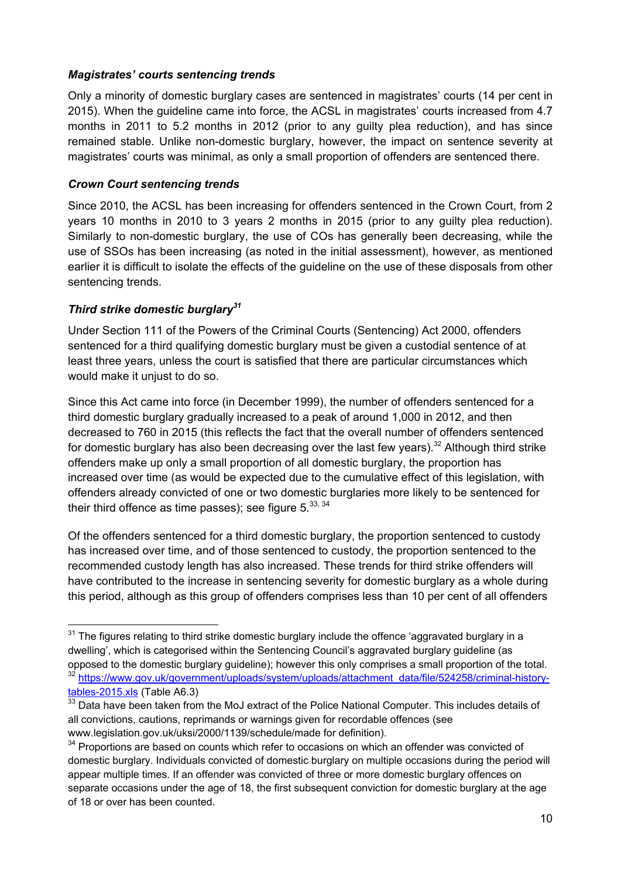### *Magistrates' courts sentencing trends*

Only a minority of domestic burglary cases are sentenced in magistrates' courts (14 per cent in 2015). When the guideline came into force, the ACSL in magistrates' courts increased from 4.7 months in 2011 to 5.2 months in 2012 (prior to any guilty plea reduction), and has since remained stable. Unlike non-domestic burglary, however, the impact on sentence severity at magistrates' courts was minimal, as only a small proportion of offenders are sentenced there.

### *Crown Court sentencing trends*

Since 2010, the ACSL has been increasing for offenders sentenced in the Crown Court, from 2 years 10 months in 2010 to 3 years 2 months in 2015 (prior to any guilty plea reduction). Similarly to non-domestic burglary, the use of COs has generally been decreasing, while the use of SSOs has been increasing (as noted in the initial assessment), however, as mentioned earlier it is difficult to isolate the effects of the guideline on the use of these disposals from other sentencing trends.

### *Third strike domestic burglary*[31]

Under Section 111 of the Powers of the Criminal Courts (Sentencing) Act 2000, offenders sentenced for a third qualifying domestic burglary must be given a custodial sentence of at least three years, unless the court is satisfied that there are particular circumstances which would make it unjust to do so.

Since this Act came into force (in December 1999), the number of offenders sentenced for a third domestic burglary gradually increased to a peak of around 1,000 in 2012, and then decreased to 760 in 2015 (this reflects the fact that the overall number of offenders sentenced for domestic burglary has also been decreasing over the last few years).[32] Although third strike offenders make up only a small proportion of all domestic burglary, the proportion has increased over time (as would be expected due to the cumulative effect of this legislation, with offenders already convicted of one or two domestic burglaries more likely to be sentenced for their third offence as time passes); see figure 5.[33, 34]

Of the offenders sentenced for a third domestic burglary, the proportion sentenced to custody has increased over time, and of those sentenced to custody, the proportion sentenced to the recommended custody length has also increased. These trends for third strike offenders will have contributed to the increase in sentencing severity for domestic burglary as a whole during this period, although as this group of offenders comprises less than 10 per cent of all offenders

---

[31] The figures relating to third strike domestic burglary include the offence 'aggravated burglary in a dwelling', which is categorised within the Sentencing Council's aggravated burglary guideline (as opposed to the domestic burglary guideline); however this only comprises a small proportion of the total.

[32] https://www.gov.uk/government/uploads/system/uploads/attachment_data/file/524258/criminal-history-tables-2015.xls (Table A6.3)

[33] Data have been taken from the MoJ extract of the Police National Computer. This includes details of all convictions, cautions, reprimands or warnings given for recordable offences (see www.legislation.gov.uk/uksi/2000/1139/schedule/made for definition).

[34] Proportions are based on counts which refer to occasions on which an offender was convicted of domestic burglary. Individuals convicted of domestic burglary on multiple occasions during the period will appear multiple times. If an offender was convicted of three or more domestic burglary offences on separate occasions under the age of 18, the first subsequent conviction for domestic burglary at the age of 18 or over has been counted.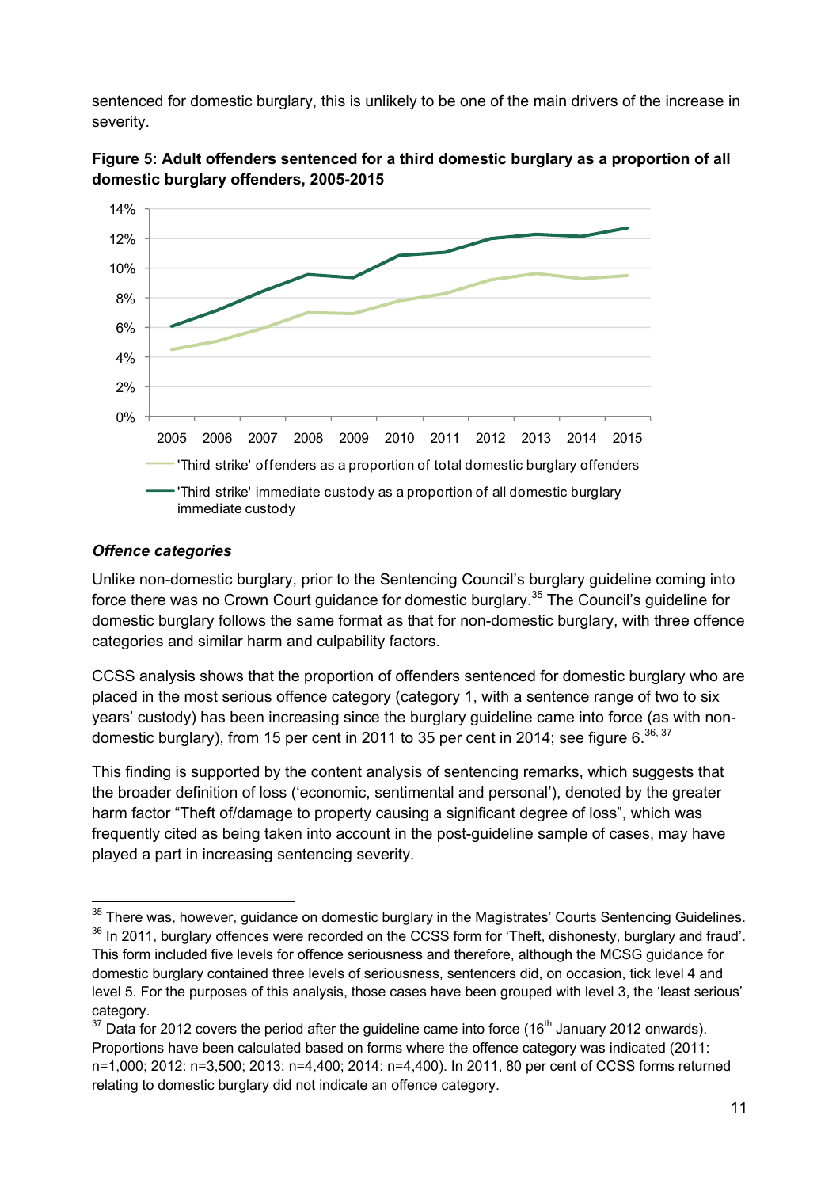sentenced for domestic burglary, this is unlikely to be one of the main drivers of the increase in severity.

**Figure 5: Adult offenders sentenced for a third domestic burglary as a proportion of all domestic burglary offenders, 2005-2015**

### *Offence categories*

Unlike non-domestic burglary, prior to the Sentencing Council's burglary guideline coming into force there was no Crown Court guidance for domestic burglary.[35] The Council's guideline for domestic burglary follows the same format as that for non-domestic burglary, with three offence categories and similar harm and culpability factors.

CCSS analysis shows that the proportion of offenders sentenced for domestic burglary who are placed in the most serious offence category (category 1, with a sentence range of two to six years' custody) has been increasing since the burglary guideline came into force (as with non-domestic burglary), from 15 per cent in 2011 to 35 per cent in 2014; see figure 6.[36, 37]

This finding is supported by the content analysis of sentencing remarks, which suggests that the broader definition of loss ('economic, sentimental and personal'), denoted by the greater harm factor "Theft of/damage to property causing a significant degree of loss", which was frequently cited as being taken into account in the post-guideline sample of cases, may have played a part in increasing sentencing severity.

---

[35] There was, however, guidance on domestic burglary in the Magistrates' Courts Sentencing Guidelines.

[36] In 2011, burglary offences were recorded on the CCSS form for 'Theft, dishonesty, burglary and fraud'. This form included five levels for offence seriousness and therefore, although the MCSG guidance for domestic burglary contained three levels of seriousness, sentencers did, on occasion, tick level 4 and level 5. For the purposes of this analysis, those cases have been grouped with level 3, the 'least serious' category.

[37] Data for 2012 covers the period after the guideline came into force (16th January 2012 onwards). Proportions have been calculated based on forms where the offence category was indicated (2011: n=1,000; 2012: n=3,500; 2013: n=4,400; 2014: n=4,400). In 2011, 80 per cent of CCSS forms returned relating to domestic burglary did not indicate an offence category.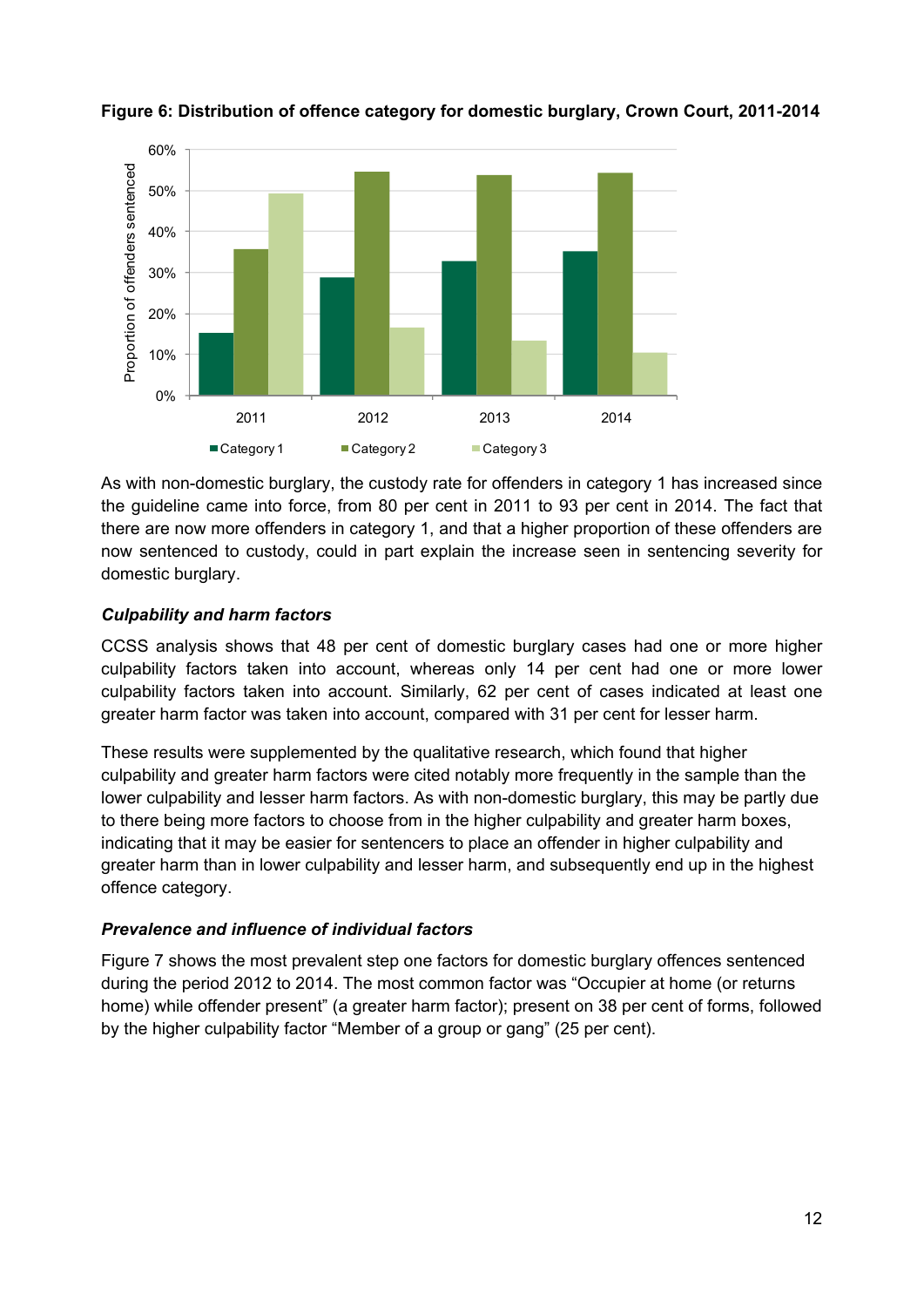**Figure 6: Distribution of offence category for domestic burglary, Crown Court, 2011-2014**

As with non-domestic burglary, the custody rate for offenders in category 1 has increased since the guideline came into force, from 80 per cent in 2011 to 93 per cent in 2014. The fact that there are now more offenders in category 1, and that a higher proportion of these offenders are now sentenced to custody, could in part explain the increase seen in sentencing severity for domestic burglary.

### *Culpability and harm factors*

CCSS analysis shows that 48 per cent of domestic burglary cases had one or more higher culpability factors taken into account, whereas only 14 per cent had one or more lower culpability factors taken into account. Similarly, 62 per cent of cases indicated at least one greater harm factor was taken into account, compared with 31 per cent for lesser harm.

These results were supplemented by the qualitative research, which found that higher culpability and greater harm factors were cited notably more frequently in the sample than the lower culpability and lesser harm factors. As with non-domestic burglary, this may be partly due to there being more factors to choose from in the higher culpability and greater harm boxes, indicating that it may be easier for sentencers to place an offender in higher culpability and greater harm than in lower culpability and lesser harm, and subsequently end up in the highest offence category.

### *Prevalence and influence of individual factors*

Figure 7 shows the most prevalent step one factors for domestic burglary offences sentenced during the period 2012 to 2014. The most common factor was "Occupier at home (or returns home) while offender present" (a greater harm factor); present on 38 per cent of forms, followed by the higher culpability factor "Member of a group or gang" (25 per cent).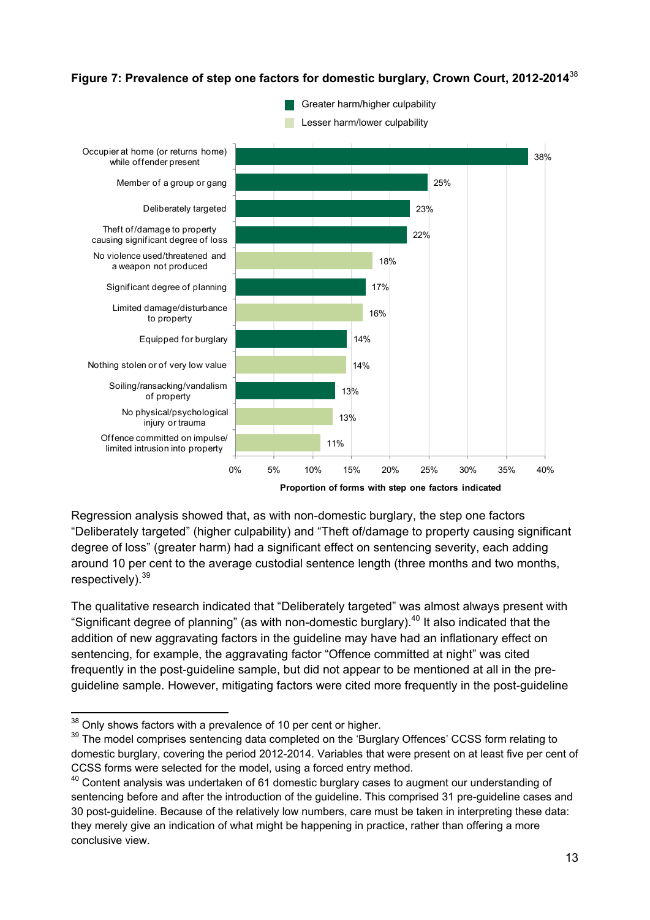**Figure 7: Prevalence of step one factors for domestic burglary, Crown Court, 2012-2014**[38]

| Step one factor | Type | Proportion of forms with step one factors indicated |
|---|---|---|
| Occupier at home (or returns home) while offender present | Greater harm/higher culpability | 38% |
| Member of a group or gang | Greater harm/higher culpability | 25% |
| Deliberately targeted | Greater harm/higher culpability | 23% |
| Theft of/damage to property causing significant degree of loss | Greater harm/higher culpability | 22% |
| No violence used/threatened and a weapon not produced | Lesser harm/lower culpability | 18% |
| Significant degree of planning | Greater harm/higher culpability | 17% |
| Limited damage/disturbance to property | Lesser harm/lower culpability | 16% |
| Equipped for burglary | Greater harm/higher culpability | 14% |
| Nothing stolen or of very low value | Lesser harm/lower culpability | 14% |
| Soiling/ransacking/vandalism of property | Greater harm/higher culpability | 13% |
| No physical/psychological injury or trauma | Lesser harm/lower culpability | 13% |
| Offence committed on impulse/ limited intrusion into property | Lesser harm/lower culpability | 11% |

Regression analysis showed that, as with non-domestic burglary, the step one factors "Deliberately targeted" (higher culpability) and "Theft of/damage to property causing significant degree of loss" (greater harm) had a significant effect on sentencing severity, each adding around 10 per cent to the average custodial sentence length (three months and two months, respectively).[39]

The qualitative research indicated that "Deliberately targeted" was almost always present with "Significant degree of planning" (as with non-domestic burglary).[40] It also indicated that the addition of new aggravating factors in the guideline may have had an inflationary effect on sentencing, for example, the aggravating factor "Offence committed at night" was cited frequently in the post-guideline sample, but did not appear to be mentioned at all in the pre-guideline sample. However, mitigating factors were cited more frequently in the post-guideline

---

[38] Only shows factors with a prevalence of 10 per cent or higher.

[39] The model comprises sentencing data completed on the 'Burglary Offences' CCSS form relating to domestic burglary, covering the period 2012-2014. Variables that were present on at least five per cent of CCSS forms were selected for the model, using a forced entry method.

[40] Content analysis was undertaken of 61 domestic burglary cases to augment our understanding of sentencing before and after the introduction of the guideline. This comprised 31 pre-guideline cases and 30 post-guideline. Because of the relatively low numbers, care must be taken in interpreting these data: they merely give an indication of what might be happening in practice, rather than offering a more conclusive view.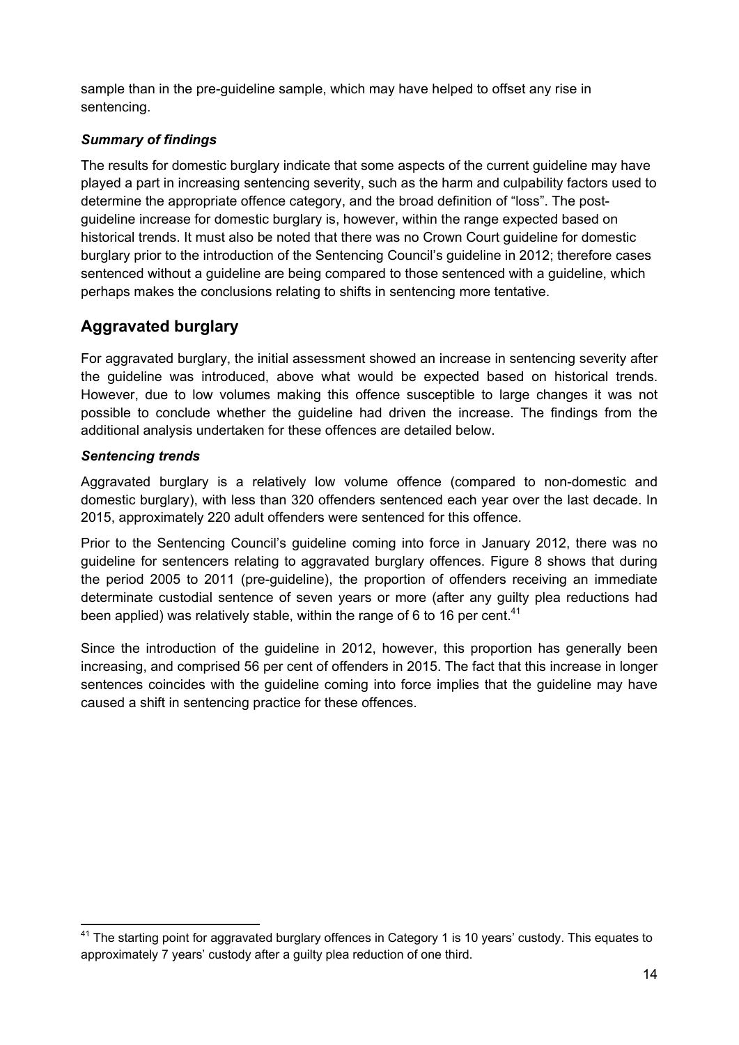sample than in the pre-guideline sample, which may have helped to offset any rise in sentencing.

### *Summary of findings*

The results for domestic burglary indicate that some aspects of the current guideline may have played a part in increasing sentencing severity, such as the harm and culpability factors used to determine the appropriate offence category, and the broad definition of "loss". The post-guideline increase for domestic burglary is, however, within the range expected based on historical trends. It must also be noted that there was no Crown Court guideline for domestic burglary prior to the introduction of the Sentencing Council's guideline in 2012; therefore cases sentenced without a guideline are being compared to those sentenced with a guideline, which perhaps makes the conclusions relating to shifts in sentencing more tentative.

## Aggravated burglary

For aggravated burglary, the initial assessment showed an increase in sentencing severity after the guideline was introduced, above what would be expected based on historical trends. However, due to low volumes making this offence susceptible to large changes it was not possible to conclude whether the guideline had driven the increase. The findings from the additional analysis undertaken for these offences are detailed below.

### *Sentencing trends*

Aggravated burglary is a relatively low volume offence (compared to non-domestic and domestic burglary), with less than 320 offenders sentenced each year over the last decade. In 2015, approximately 220 adult offenders were sentenced for this offence.

Prior to the Sentencing Council's guideline coming into force in January 2012, there was no guideline for sentencers relating to aggravated burglary offences. Figure 8 shows that during the period 2005 to 2011 (pre-guideline), the proportion of offenders receiving an immediate determinate custodial sentence of seven years or more (after any guilty plea reductions had been applied) was relatively stable, within the range of 6 to 16 per cent.[41]

Since the introduction of the guideline in 2012, however, this proportion has generally been increasing, and comprised 56 per cent of offenders in 2015. The fact that this increase in longer sentences coincides with the guideline coming into force implies that the guideline may have caused a shift in sentencing practice for these offences.

---

[41] The starting point for aggravated burglary offences in Category 1 is 10 years' custody. This equates to approximately 7 years' custody after a guilty plea reduction of one third.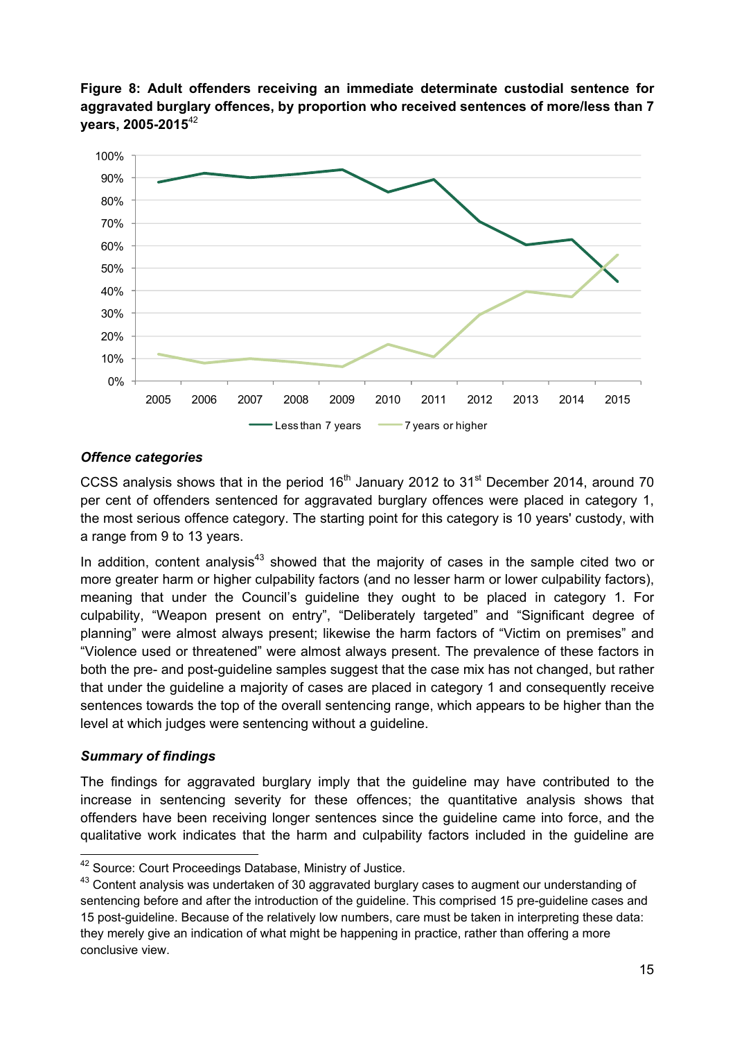**Figure 8: Adult offenders receiving an immediate determinate custodial sentence for aggravated burglary offences, by proportion who received sentences of more/less than 7 years, 2005-2015**[42]

### *Offence categories*

CCSS analysis shows that in the period 16th January 2012 to 31st December 2014, around 70 per cent of offenders sentenced for aggravated burglary offences were placed in category 1, the most serious offence category. The starting point for this category is 10 years' custody, with a range from 9 to 13 years.

In addition, content analysis[43] showed that the majority of cases in the sample cited two or more greater harm or higher culpability factors (and no lesser harm or lower culpability factors), meaning that under the Council's guideline they ought to be placed in category 1. For culpability, "Weapon present on entry", "Deliberately targeted" and "Significant degree of planning" were almost always present; likewise the harm factors of "Victim on premises" and "Violence used or threatened" were almost always present. The prevalence of these factors in both the pre- and post-guideline samples suggest that the case mix has not changed, but rather that under the guideline a majority of cases are placed in category 1 and consequently receive sentences towards the top of the overall sentencing range, which appears to be higher than the level at which judges were sentencing without a guideline.

### *Summary of findings*

The findings for aggravated burglary imply that the guideline may have contributed to the increase in sentencing severity for these offences; the quantitative analysis shows that offenders have been receiving longer sentences since the guideline came into force, and the qualitative work indicates that the harm and culpability factors included in the guideline are

---

[42] Source: Court Proceedings Database, Ministry of Justice.

[43] Content analysis was undertaken of 30 aggravated burglary cases to augment our understanding of sentencing before and after the introduction of the guideline. This comprised 15 pre-guideline cases and 15 post-guideline. Because of the relatively low numbers, care must be taken in interpreting these data: they merely give an indication of what might be happening in practice, rather than offering a more conclusive view.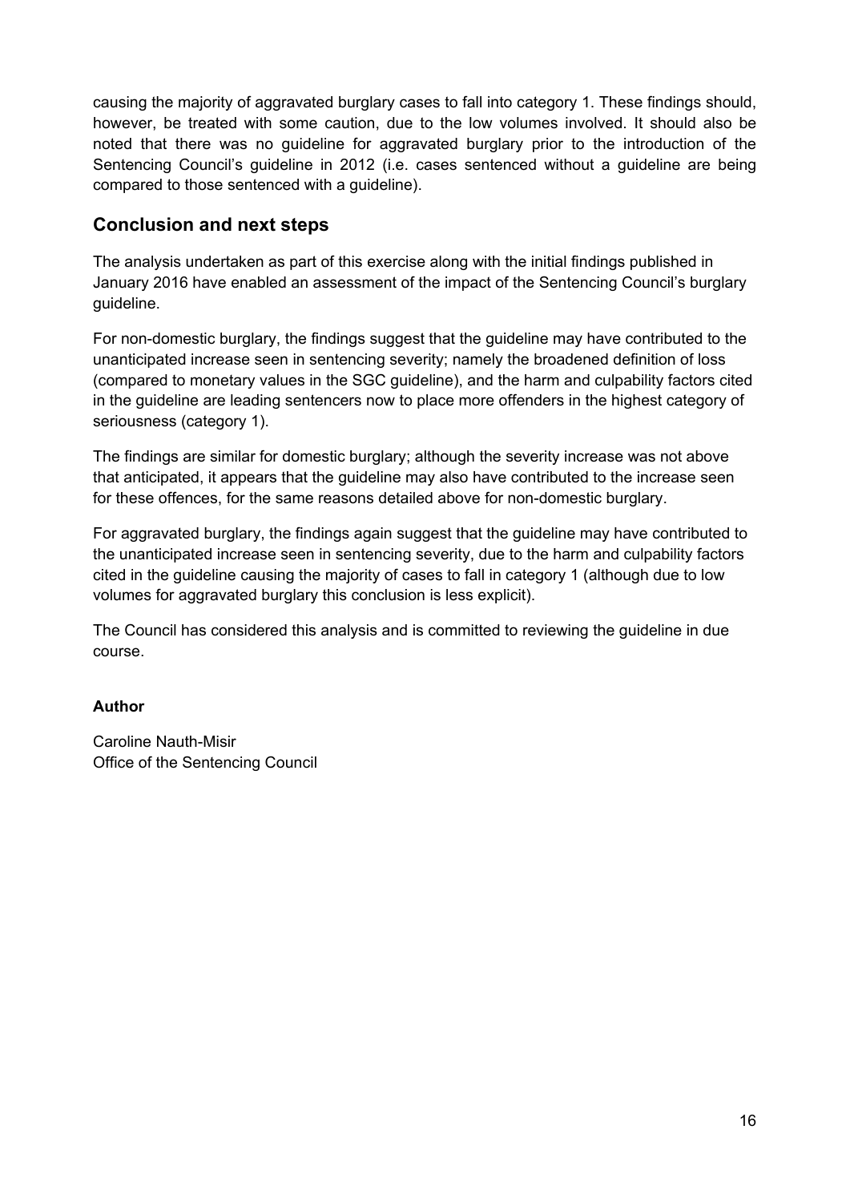causing the majority of aggravated burglary cases to fall into category 1. These findings should, however, be treated with some caution, due to the low volumes involved. It should also be noted that there was no guideline for aggravated burglary prior to the introduction of the Sentencing Council's guideline in 2012 (i.e. cases sentenced without a guideline are being compared to those sentenced with a guideline).

## Conclusion and next steps

The analysis undertaken as part of this exercise along with the initial findings published in January 2016 have enabled an assessment of the impact of the Sentencing Council's burglary guideline.

For non-domestic burglary, the findings suggest that the guideline may have contributed to the unanticipated increase seen in sentencing severity; namely the broadened definition of loss (compared to monetary values in the SGC guideline), and the harm and culpability factors cited in the guideline are leading sentencers now to place more offenders in the highest category of seriousness (category 1).

The findings are similar for domestic burglary; although the severity increase was not above that anticipated, it appears that the guideline may also have contributed to the increase seen for these offences, for the same reasons detailed above for non-domestic burglary.

For aggravated burglary, the findings again suggest that the guideline may have contributed to the unanticipated increase seen in sentencing severity, due to the harm and culpability factors cited in the guideline causing the majority of cases to fall in category 1 (although due to low volumes for aggravated burglary this conclusion is less explicit).

The Council has considered this analysis and is committed to reviewing the guideline in due course.

**Author**

Caroline Nauth-Misir
Office of the Sentencing Council